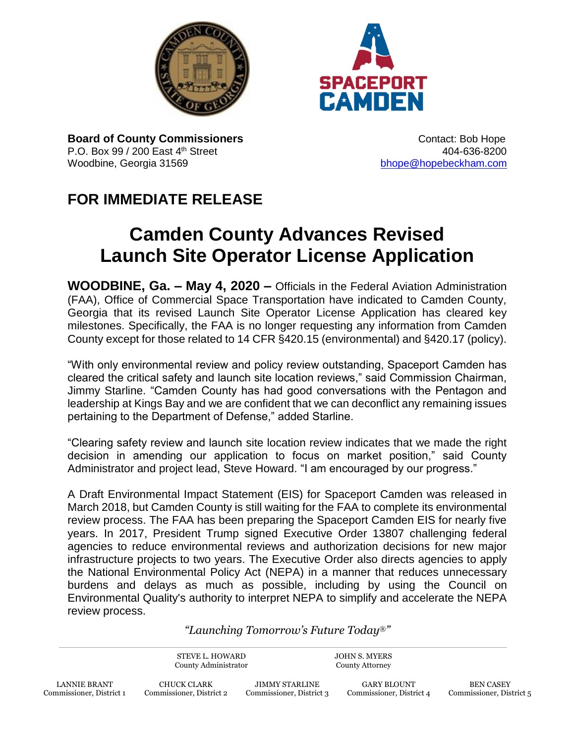**Board of County Commissioners**
P.O. Box 99 / 200 East 4th Street
Woodbine, Georgia 31569

Contact: Bob Hope
404-636-8200
bhope@hopebeckham.com

## FOR IMMEDIATE RELEASE

# Camden County Advances Revised Launch Site Operator License Application

**WOODBINE, Ga. – May 4, 2020 –** Officials in the Federal Aviation Administration (FAA), Office of Commercial Space Transportation have indicated to Camden County, Georgia that its revised Launch Site Operator License Application has cleared key milestones. Specifically, the FAA is no longer requesting any information from Camden County except for those related to 14 CFR §420.15 (environmental) and §420.17 (policy).

"With only environmental review and policy review outstanding, Spaceport Camden has cleared the critical safety and launch site location reviews," said Commission Chairman, Jimmy Starline. "Camden County has had good conversations with the Pentagon and leadership at Kings Bay and we are confident that we can deconflict any remaining issues pertaining to the Department of Defense," added Starline.

"Clearing safety review and launch site location review indicates that we made the right decision in amending our application to focus on market position," said County Administrator and project lead, Steve Howard. "I am encouraged by our progress."

A Draft Environmental Impact Statement (EIS) for Spaceport Camden was released in March 2018, but Camden County is still waiting for the FAA to complete its environmental review process. The FAA has been preparing the Spaceport Camden EIS for nearly five years. In 2017, President Trump signed Executive Order 13807 challenging federal agencies to reduce environmental reviews and authorization decisions for new major infrastructure projects to two years. The Executive Order also directs agencies to apply the National Environmental Policy Act (NEPA) in a manner that reduces unnecessary burdens and delays as much as possible, including by using the Council on Environmental Quality's authority to interpret NEPA to simplify and accelerate the NEPA review process.

*"Launching Tomorrow's Future Today®"*

STEVE L. HOWARD, County Administrator
JOHN S. MYERS, County Attorney

LANNIE BRANT, Commissioner, District 1
CHUCK CLARK, Commissioner, District 2
JIMMY STARLINE, Commissioner, District 3
GARY BLOUNT, Commissioner, District 4
BEN CASEY, Commissioner, District 5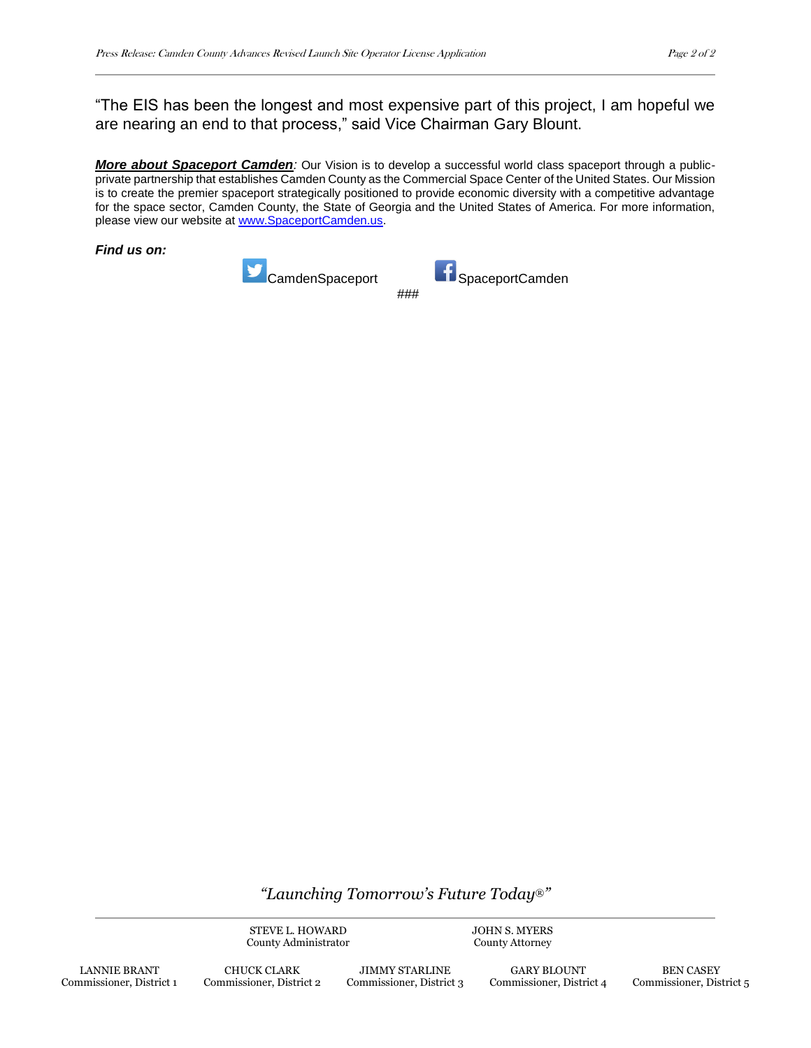"The EIS has been the longest and most expensive part of this project, I am hopeful we are nearing an end to that process," said Vice Chairman Gary Blount.

***More about Spaceport Camden***: Our Vision is to develop a successful world class spaceport through a public-private partnership that establishes Camden County as the Commercial Space Center of the United States. Our Mission is to create the premier spaceport strategically positioned to provide economic diversity with a competitive advantage for the space sector, Camden County, the State of Georgia and the United States of America. For more information, please view our website at www.SpaceportCamden.us.

***Find us on:***

CamdenSpaceport SpaceportCamden

###

*"Launching Tomorrow's Future Today®"*

STEVE L. HOWARD
County Administrator

JOHN S. MYERS
County Attorney

| | | | | |
|---|---|---|---|---|
| LANNIE BRANT | CHUCK CLARK | JIMMY STARLINE | GARY BLOUNT | BEN CASEY |
| Commissioner, District 1 | Commissioner, District 2 | Commissioner, District 3 | Commissioner, District 4 | Commissioner, District 5 |